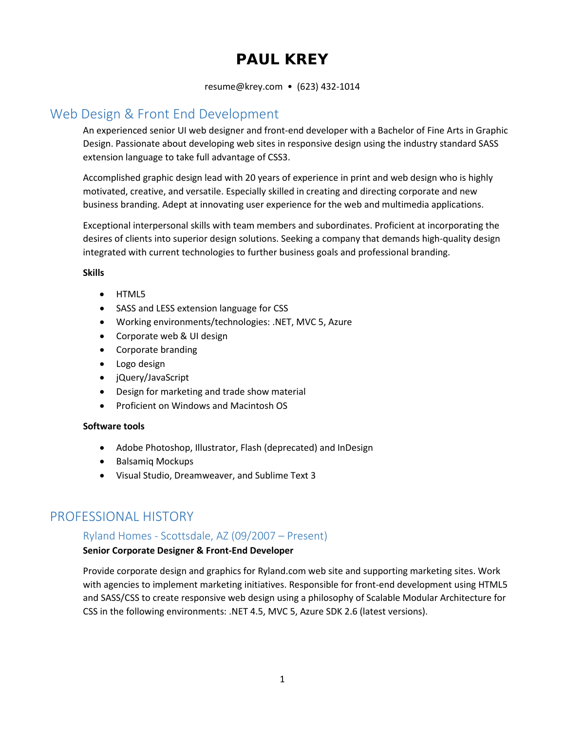# PAUL KREY

resume@krey.com • (623) 432-1014

## Web Design & Front End Development

An experienced senior UI web designer and front-end developer with a Bachelor of Fine Arts in Graphic Design. Passionate about developing web sites in responsive design using the industry standard SASS extension language to take full advantage of CSS3.

Accomplished graphic design lead with 20 years of experience in print and web design who is highly motivated, creative, and versatile. Especially skilled in creating and directing corporate and new business branding. Adept at innovating user experience for the web and multimedia applications.

Exceptional interpersonal skills with team members and subordinates. Proficient at incorporating the desires of clients into superior design solutions. Seeking a company that demands high-quality design integrated with current technologies to further business goals and professional branding.

**Skills**

- HTML5
- SASS and LESS extension language for CSS
- Working environments/technologies: .NET, MVC 5, Azure
- Corporate web & UI design
- Corporate branding
- Logo design
- jQuery/JavaScript
- Design for marketing and trade show material
- Proficient on Windows and Macintosh OS

**Software tools**

- Adobe Photoshop, Illustrator, Flash (deprecated) and InDesign
- Balsamiq Mockups
- Visual Studio, Dreamweaver, and Sublime Text 3

## PROFESSIONAL HISTORY

### Ryland Homes - Scottsdale, AZ (09/2007 – Present)

**Senior Corporate Designer & Front-End Developer**

Provide corporate design and graphics for Ryland.com web site and supporting marketing sites. Work with agencies to implement marketing initiatives. Responsible for front-end development using HTML5 and SASS/CSS to create responsive web design using a philosophy of Scalable Modular Architecture for CSS in the following environments: .NET 4.5, MVC 5, Azure SDK 2.6 (latest versions).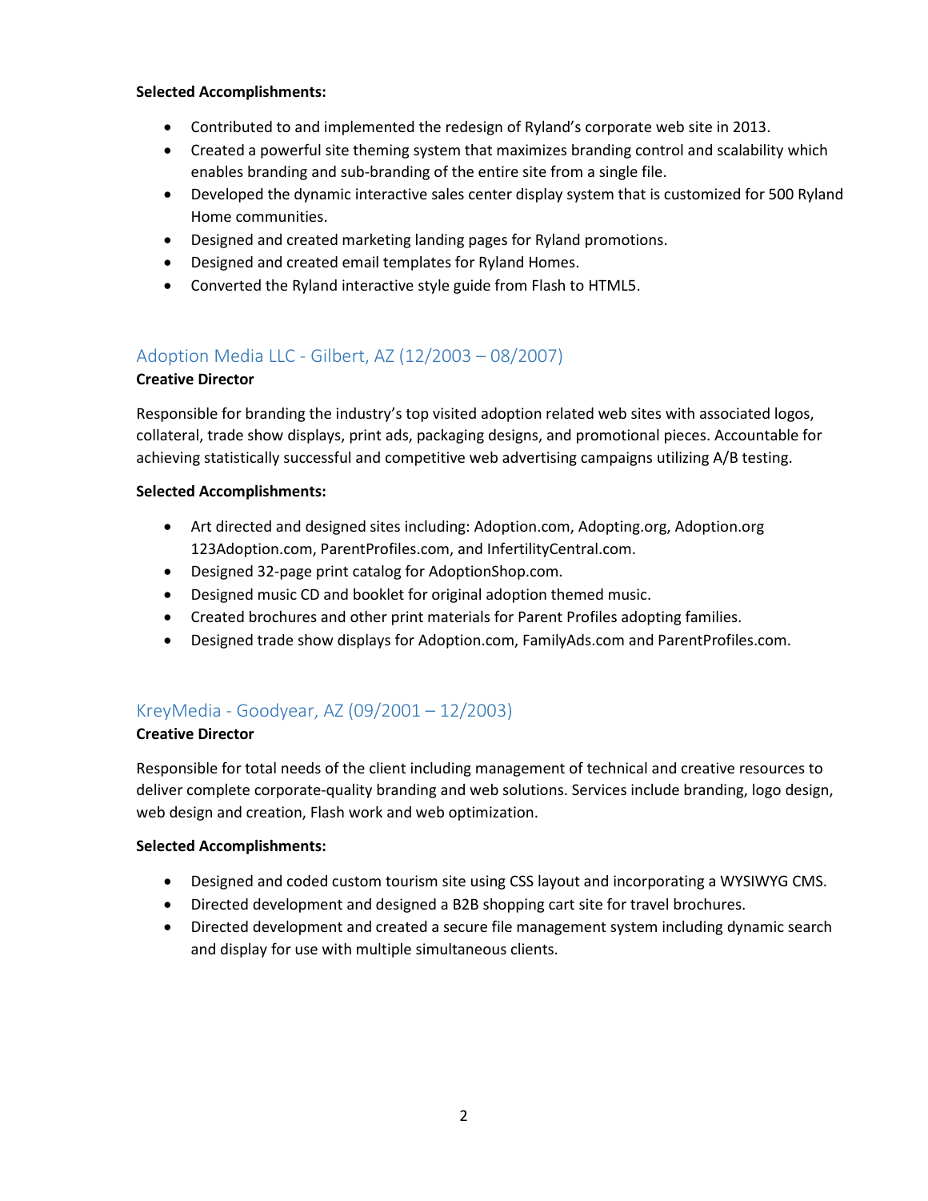**Selected Accomplishments:**

- Contributed to and implemented the redesign of Ryland's corporate web site in 2013.
- Created a powerful site theming system that maximizes branding control and scalability which enables branding and sub-branding of the entire site from a single file.
- Developed the dynamic interactive sales center display system that is customized for 500 Ryland Home communities.
- Designed and created marketing landing pages for Ryland promotions.
- Designed and created email templates for Ryland Homes.
- Converted the Ryland interactive style guide from Flash to HTML5.

## Adoption Media LLC - Gilbert, AZ (12/2003 – 08/2007)

**Creative Director**

Responsible for branding the industry's top visited adoption related web sites with associated logos, collateral, trade show displays, print ads, packaging designs, and promotional pieces. Accountable for achieving statistically successful and competitive web advertising campaigns utilizing A/B testing.

**Selected Accomplishments:**

- Art directed and designed sites including: Adoption.com, Adopting.org, Adoption.org 123Adoption.com, ParentProfiles.com, and InfertilityCentral.com.
- Designed 32-page print catalog for AdoptionShop.com.
- Designed music CD and booklet for original adoption themed music.
- Created brochures and other print materials for Parent Profiles adopting families.
- Designed trade show displays for Adoption.com, FamilyAds.com and ParentProfiles.com.

## KreyMedia - Goodyear, AZ (09/2001 – 12/2003)

**Creative Director**

Responsible for total needs of the client including management of technical and creative resources to deliver complete corporate-quality branding and web solutions. Services include branding, logo design, web design and creation, Flash work and web optimization.

**Selected Accomplishments:**

- Designed and coded custom tourism site using CSS layout and incorporating a WYSIWYG CMS.
- Directed development and designed a B2B shopping cart site for travel brochures.
- Directed development and created a secure file management system including dynamic search and display for use with multiple simultaneous clients.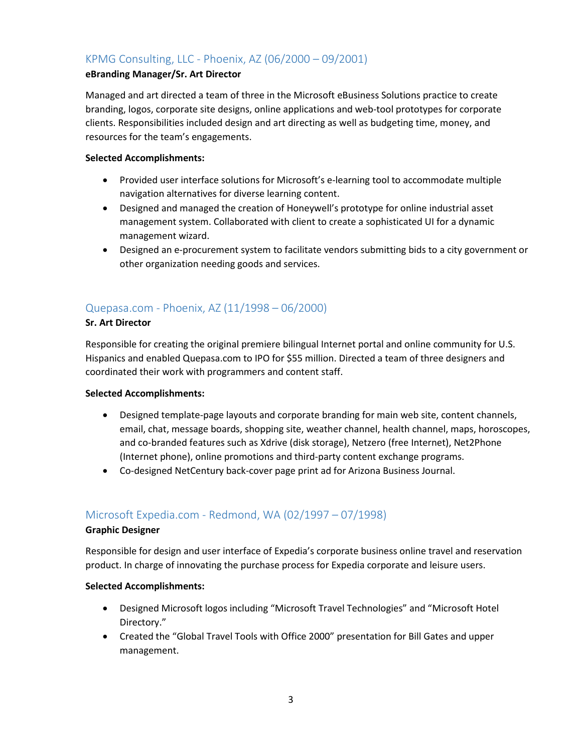## KPMG Consulting, LLC - Phoenix, AZ (06/2000 – 09/2001)

**eBranding Manager/Sr. Art Director**

Managed and art directed a team of three in the Microsoft eBusiness Solutions practice to create branding, logos, corporate site designs, online applications and web-tool prototypes for corporate clients. Responsibilities included design and art directing as well as budgeting time, money, and resources for the team's engagements.

**Selected Accomplishments:**

- Provided user interface solutions for Microsoft's e-learning tool to accommodate multiple navigation alternatives for diverse learning content.
- Designed and managed the creation of Honeywell's prototype for online industrial asset management system. Collaborated with client to create a sophisticated UI for a dynamic management wizard.
- Designed an e-procurement system to facilitate vendors submitting bids to a city government or other organization needing goods and services.

## Quepasa.com - Phoenix, AZ (11/1998 – 06/2000)

**Sr. Art Director**

Responsible for creating the original premiere bilingual Internet portal and online community for U.S. Hispanics and enabled Quepasa.com to IPO for $55 million. Directed a team of three designers and coordinated their work with programmers and content staff.

**Selected Accomplishments:**

- Designed template-page layouts and corporate branding for main web site, content channels, email, chat, message boards, shopping site, weather channel, health channel, maps, horoscopes, and co-branded features such as Xdrive (disk storage), Netzero (free Internet), Net2Phone (Internet phone), online promotions and third-party content exchange programs.
- Co-designed NetCentury back-cover page print ad for Arizona Business Journal.

## Microsoft Expedia.com - Redmond, WA (02/1997 – 07/1998)

**Graphic Designer**

Responsible for design and user interface of Expedia's corporate business online travel and reservation product. In charge of innovating the purchase process for Expedia corporate and leisure users.

**Selected Accomplishments:**

- Designed Microsoft logos including "Microsoft Travel Technologies" and "Microsoft Hotel Directory."
- Created the "Global Travel Tools with Office 2000" presentation for Bill Gates and upper management.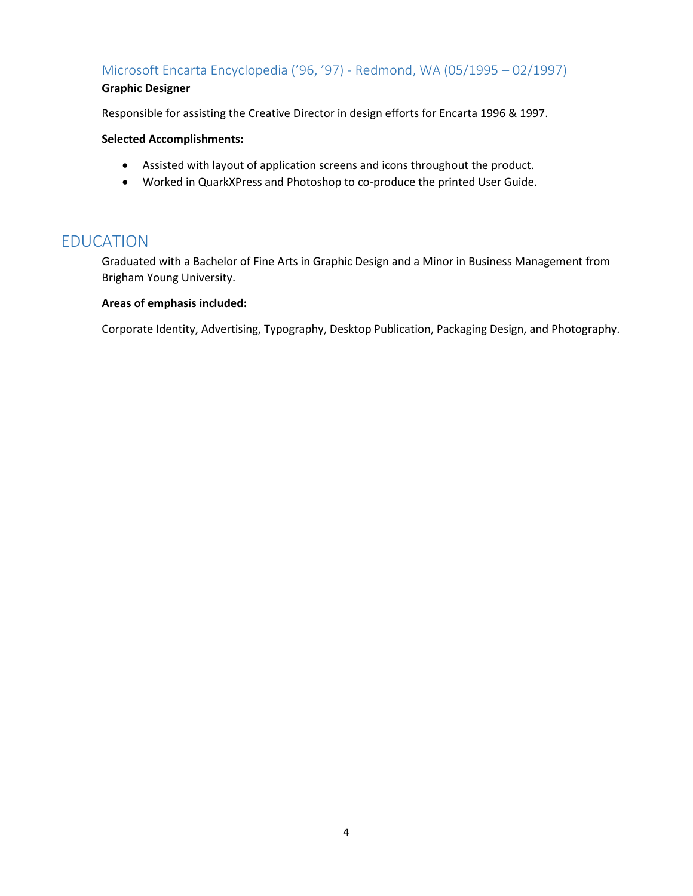### Microsoft Encarta Encyclopedia (’96, ’97) - Redmond, WA (05/1995 – 02/1997)

**Graphic Designer**

Responsible for assisting the Creative Director in design efforts for Encarta 1996 & 1997.

**Selected Accomplishments:**

- Assisted with layout of application screens and icons throughout the product.
- Worked in QuarkXPress and Photoshop to co-produce the printed User Guide.

## EDUCATION

Graduated with a Bachelor of Fine Arts in Graphic Design and a Minor in Business Management from Brigham Young University.

**Areas of emphasis included:**

Corporate Identity, Advertising, Typography, Desktop Publication, Packaging Design, and Photography.